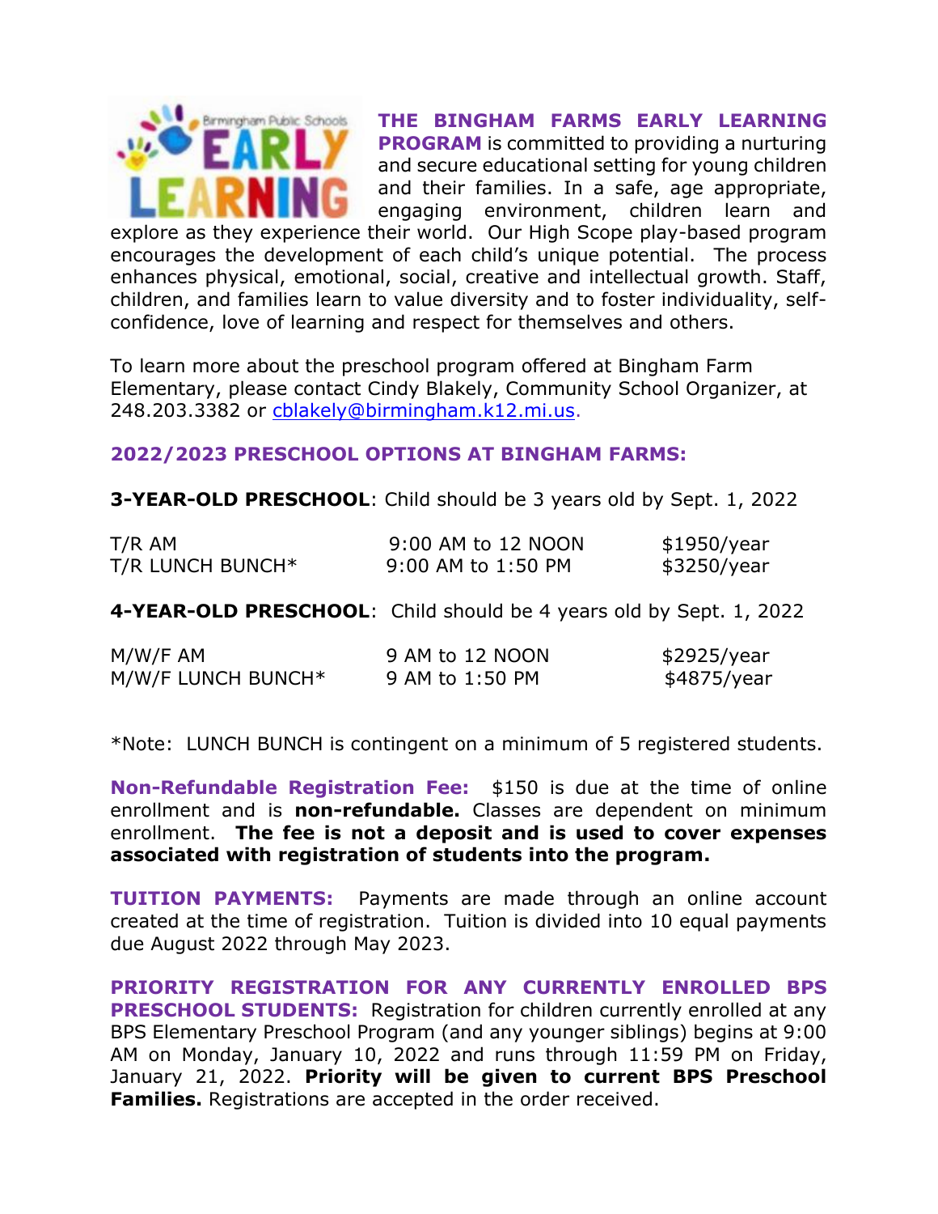**THE BINGHAM FARMS EARLY LEARNING PROGRAM** is committed to providing a nurturing and secure educational setting for young children and their families. In a safe, age appropriate, engaging environment, children learn and explore as they experience their world. Our High Scope play-based program encourages the development of each child's unique potential. The process enhances physical, emotional, social, creative and intellectual growth. Staff, children, and families learn to value diversity and to foster individuality, self-confidence, love of learning and respect for themselves and others.

To learn more about the preschool program offered at Bingham Farm Elementary, please contact Cindy Blakely, Community School Organizer, at 248.203.3382 or cblakely@birmingham.k12.mi.us.

## 2022/2023 PRESCHOOL OPTIONS AT BINGHAM FARMS:

**3-YEAR-OLD PRESCHOOL**: Child should be 3 years old by Sept. 1, 2022

| | | |
|---|---|---|
| T/R AM | 9:00 AM to 12 NOON | $1950/year |
| T/R LUNCH BUNCH* | 9:00 AM to 1:50 PM | $3250/year |

**4-YEAR-OLD PRESCHOOL**: Child should be 4 years old by Sept. 1, 2022

| | | |
|---|---|---|
| M/W/F AM | 9 AM to 12 NOON | $2925/year |
| M/W/F LUNCH BUNCH* | 9 AM to 1:50 PM | $4875/year |

*Note: LUNCH BUNCH is contingent on a minimum of 5 registered students.

**Non-Refundable Registration Fee:** $150 is due at the time of online enrollment and is **non-refundable.** Classes are dependent on minimum enrollment. **The fee is not a deposit and is used to cover expenses associated with registration of students into the program.**

**TUITION PAYMENTS:** Payments are made through an online account created at the time of registration. Tuition is divided into 10 equal payments due August 2022 through May 2023.

**PRIORITY REGISTRATION FOR ANY CURRENTLY ENROLLED BPS PRESCHOOL STUDENTS:** Registration for children currently enrolled at any BPS Elementary Preschool Program (and any younger siblings) begins at 9:00 AM on Monday, January 10, 2022 and runs through 11:59 PM on Friday, January 21, 2022. **Priority will be given to current BPS Preschool Families.** Registrations are accepted in the order received.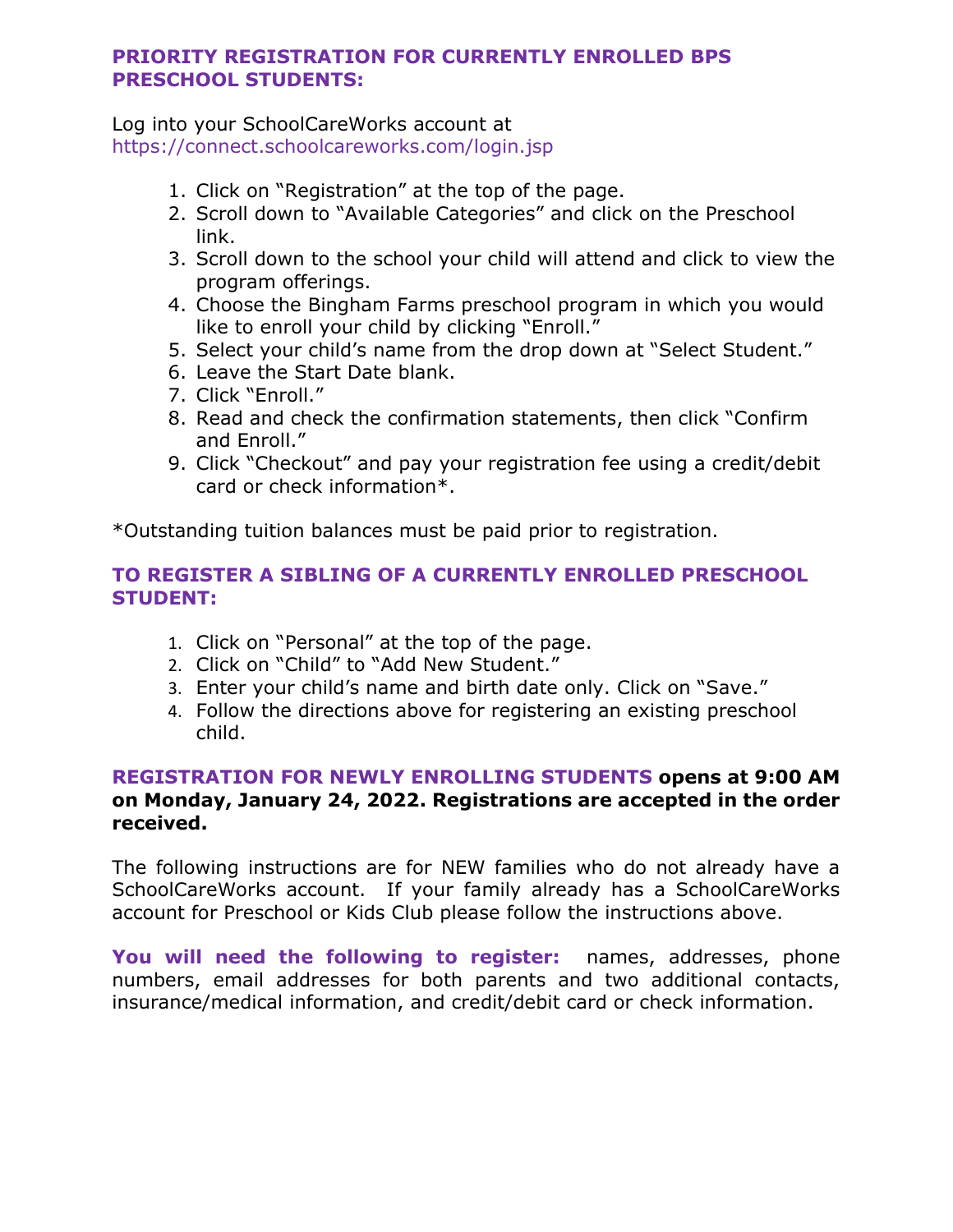## PRIORITY REGISTRATION FOR CURRENTLY ENROLLED BPS PRESCHOOL STUDENTS:

Log into your SchoolCareWorks account at https://connect.schoolcareworks.com/login.jsp

1. Click on "Registration" at the top of the page.
2. Scroll down to "Available Categories" and click on the Preschool link.
3. Scroll down to the school your child will attend and click to view the program offerings.
4. Choose the Bingham Farms preschool program in which you would like to enroll your child by clicking "Enroll."
5. Select your child's name from the drop down at "Select Student."
6. Leave the Start Date blank.
7. Click "Enroll."
8. Read and check the confirmation statements, then click "Confirm and Enroll."
9. Click "Checkout" and pay your registration fee using a credit/debit card or check information*.

*Outstanding tuition balances must be paid prior to registration.

## TO REGISTER A SIBLING OF A CURRENTLY ENROLLED PRESCHOOL STUDENT:

1. Click on "Personal" at the top of the page.
2. Click on "Child" to "Add New Student."
3. Enter your child's name and birth date only. Click on "Save."
4. Follow the directions above for registering an existing preschool child.

**REGISTRATION FOR NEWLY ENROLLING STUDENTS opens at 9:00 AM on Monday, January 24, 2022. Registrations are accepted in the order received.**

The following instructions are for NEW families who do not already have a SchoolCareWorks account. If your family already has a SchoolCareWorks account for Preschool or Kids Club please follow the instructions above.

**You will need the following to register:** names, addresses, phone numbers, email addresses for both parents and two additional contacts, insurance/medical information, and credit/debit card or check information.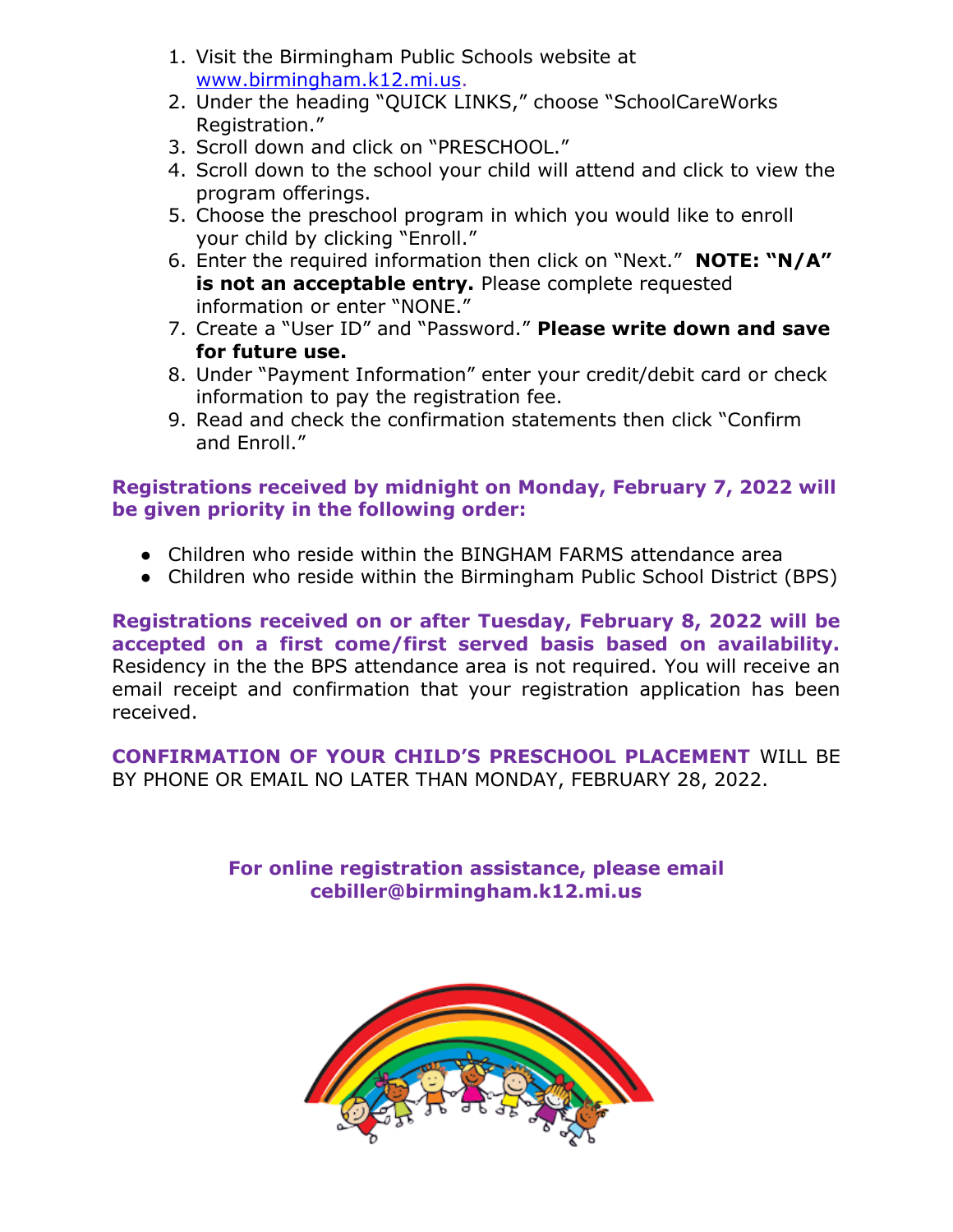1. Visit the Birmingham Public Schools website at www.birmingham.k12.mi.us.
2. Under the heading "QUICK LINKS," choose "SchoolCareWorks Registration."
3. Scroll down and click on "PRESCHOOL."
4. Scroll down to the school your child will attend and click to view the program offerings.
5. Choose the preschool program in which you would like to enroll your child by clicking "Enroll."
6. Enter the required information then click on "Next." **NOTE: "N/A" is not an acceptable entry.** Please complete requested information or enter "NONE."
7. Create a "User ID" and "Password." **Please write down and save for future use.**
8. Under "Payment Information" enter your credit/debit card or check information to pay the registration fee.
9. Read and check the confirmation statements then click "Confirm and Enroll."

**Registrations received by midnight on Monday, February 7, 2022 will be given priority in the following order:**

- Children who reside within the BINGHAM FARMS attendance area
- Children who reside within the Birmingham Public School District (BPS)

**Registrations received on or after Tuesday, February 8, 2022 will be accepted on a first come/first served basis based on availability.** Residency in the the BPS attendance area is not required. You will receive an email receipt and confirmation that your registration application has been received.

**CONFIRMATION OF YOUR CHILD'S PRESCHOOL PLACEMENT** WILL BE BY PHONE OR EMAIL NO LATER THAN MONDAY, FEBRUARY 28, 2022.

**For online registration assistance, please email cebiller@birmingham.k12.mi.us**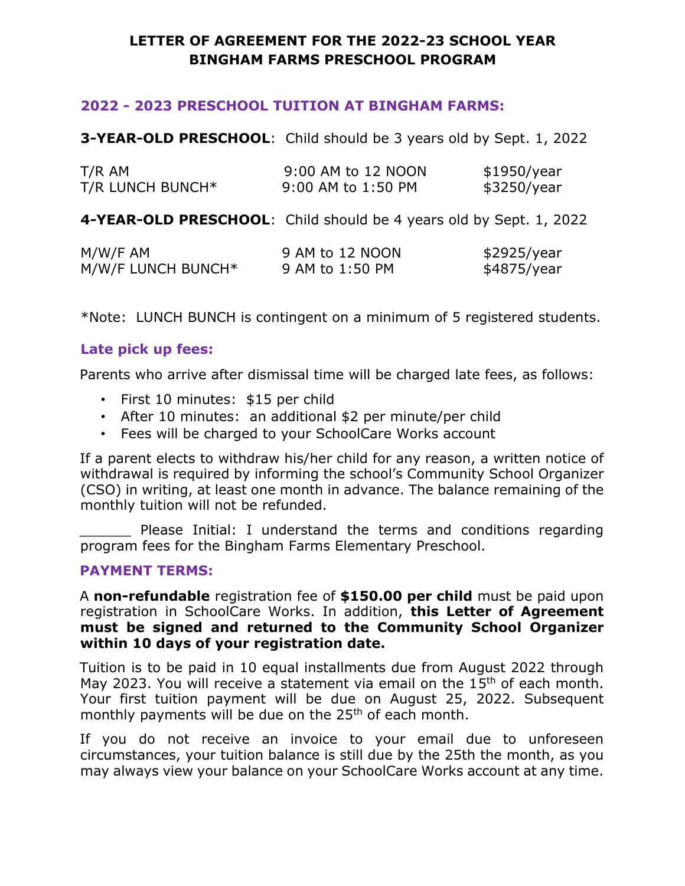# LETTER OF AGREEMENT FOR THE 2022-23 SCHOOL YEAR
# BINGHAM FARMS PRESCHOOL PROGRAM

## 2022 - 2023 PRESCHOOL TUITION AT BINGHAM FARMS:

**3-YEAR-OLD PRESCHOOL**: Child should be 3 years old by Sept. 1, 2022

| | | |
|---|---|---|
| T/R AM | 9:00 AM to 12 NOON | $1950/year |
| T/R LUNCH BUNCH* | 9:00 AM to 1:50 PM | $3250/year |

**4-YEAR-OLD PRESCHOOL**: Child should be 4 years old by Sept. 1, 2022

| | | |
|---|---|---|
| M/W/F AM | 9 AM to 12 NOON | $2925/year |
| M/W/F LUNCH BUNCH* | 9 AM to 1:50 PM | $4875/year |

*Note: LUNCH BUNCH is contingent on a minimum of 5 registered students.

## Late pick up fees:

Parents who arrive after dismissal time will be charged late fees, as follows:

- First 10 minutes: $15 per child
- After 10 minutes: an additional $2 per minute/per child
- Fees will be charged to your SchoolCare Works account

If a parent elects to withdraw his/her child for any reason, a written notice of withdrawal is required by informing the school's Community School Organizer (CSO) in writing, at least one month in advance. The balance remaining of the monthly tuition will not be refunded.

______ Please Initial: I understand the terms and conditions regarding program fees for the Bingham Farms Elementary Preschool.

## PAYMENT TERMS:

A **non-refundable** registration fee of **$150.00 per child** must be paid upon registration in SchoolCare Works. In addition, **this Letter of Agreement must be signed and returned to the Community School Organizer within 10 days of your registration date.**

Tuition is to be paid in 10 equal installments due from August 2022 through May 2023. You will receive a statement via email on the 15th of each month. Your first tuition payment will be due on August 25, 2022. Subsequent monthly payments will be due on the 25th of each month.

If you do not receive an invoice to your email due to unforeseen circumstances, your tuition balance is still due by the 25th the month, as you may always view your balance on your SchoolCare Works account at any time.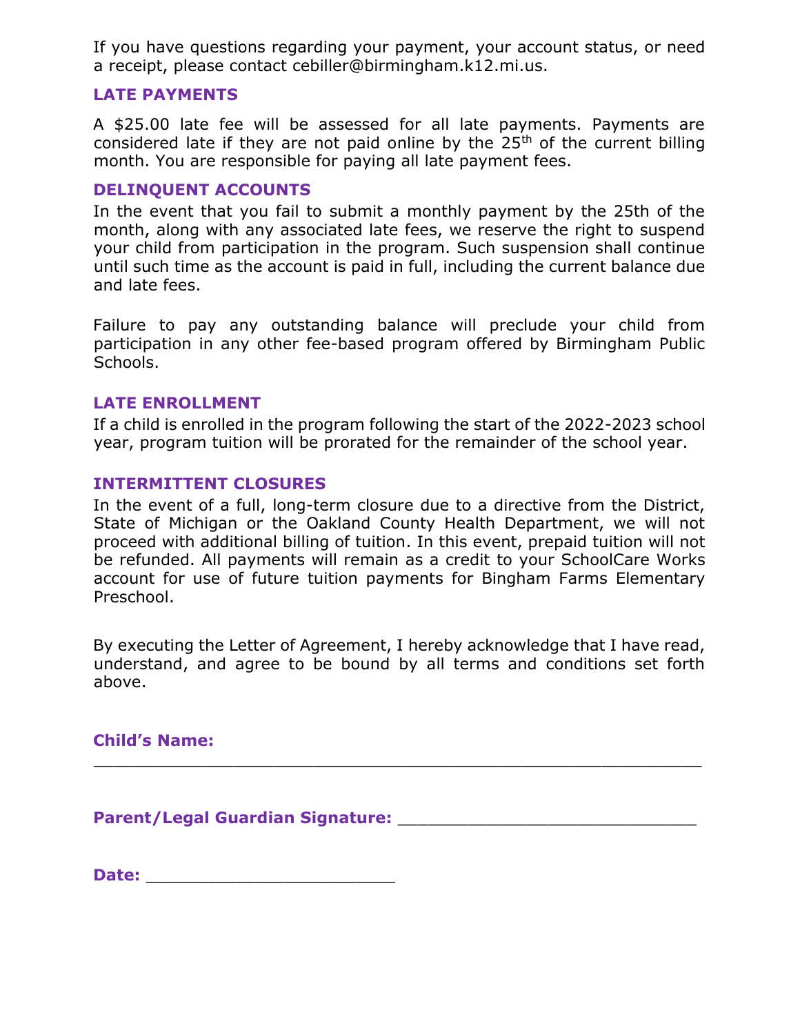If you have questions regarding your payment, your account status, or need a receipt, please contact cebiller@birmingham.k12.mi.us.

### LATE PAYMENTS

A $25.00 late fee will be assessed for all late payments. Payments are considered late if they are not paid online by the 25th of the current billing month. You are responsible for paying all late payment fees.

### DELINQUENT ACCOUNTS

In the event that you fail to submit a monthly payment by the 25th of the month, along with any associated late fees, we reserve the right to suspend your child from participation in the program. Such suspension shall continue until such time as the account is paid in full, including the current balance due and late fees.

Failure to pay any outstanding balance will preclude your child from participation in any other fee-based program offered by Birmingham Public Schools.

### LATE ENROLLMENT

If a child is enrolled in the program following the start of the 2022-2023 school year, program tuition will be prorated for the remainder of the school year.

### INTERMITTENT CLOSURES

In the event of a full, long-term closure due to a directive from the District, State of Michigan or the Oakland County Health Department, we will not proceed with additional billing of tuition. In this event, prepaid tuition will not be refunded. All payments will remain as a credit to your SchoolCare Works account for use of future tuition payments for Bingham Farms Elementary Preschool.

By executing the Letter of Agreement, I hereby acknowledge that I have read, understand, and agree to be bound by all terms and conditions set forth above.

**Child's Name:** ______________________________________________________

**Parent/Legal Guardian Signature:** _____________________________

**Date:** ________________________